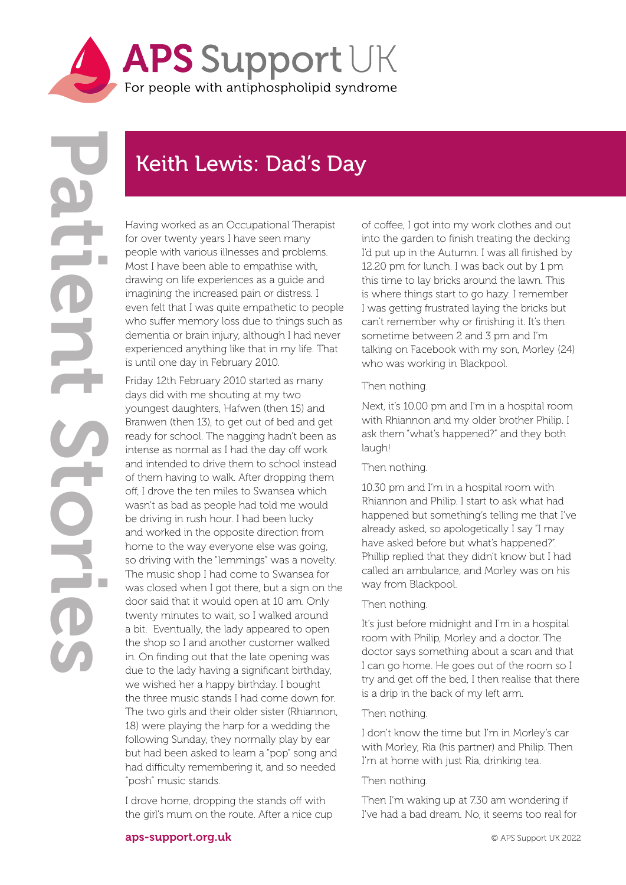APS Support UK

For people with antiphospholipid syndrome

Patient Stories

# Keith Lewis: Dad's Day

Having worked as an Occupational Therapist for over twenty years I have seen many people with various illnesses and problems. Most I have been able to empathise with, drawing on life experiences as a guide and imagining the increased pain or distress. I even felt that I was quite empathetic to people who suffer memory loss due to things such as dementia or brain injury, although I had never experienced anything like that in my life. That is until one day in February 2010.

Friday 12th February 2010 started as many days did with me shouting at my two youngest daughters, Hafwen (then 15) and Branwen (then 13), to get out of bed and get ready for school. The nagging hadn't been as intense as normal as I had the day off work and intended to drive them to school instead of them having to walk. After dropping them off, I drove the ten miles to Swansea which wasn't as bad as people had told me would be driving in rush hour. I had been lucky and worked in the opposite direction from home to the way everyone else was going, so driving with the "lemmings" was a novelty. The music shop I had come to Swansea for was closed when I got there, but a sign on the door said that it would open at 10 am. Only twenty minutes to wait, so I walked around a bit. Eventually, the lady appeared to open the shop so I and another customer walked in. On finding out that the late opening was due to the lady having a significant birthday, we wished her a happy birthday. I bought the three music stands I had come down for. The two girls and their older sister (Rhiannon, 18) were playing the harp for a wedding the following Sunday, they normally play by ear but had been asked to learn a "pop" song and had difficulty remembering it, and so needed "posh" music stands.

I drove home, dropping the stands off with the girl's mum on the route. After a nice cup of coffee, I got into my work clothes and out into the garden to finish treating the decking I'd put up in the Autumn. I was all finished by 12.20 pm for lunch. I was back out by 1 pm this time to lay bricks around the lawn. This is where things start to go hazy. I remember I was getting frustrated laying the bricks but can't remember why or finishing it. It's then sometime between 2 and 3 pm and I'm talking on Facebook with my son, Morley (24) who was working in Blackpool.

Then nothing.

Next, it's 10.00 pm and I'm in a hospital room with Rhiannon and my older brother Philip. I ask them "what's happened?" and they both laugh!

Then nothing.

10.30 pm and I'm in a hospital room with Rhiannon and Philip. I start to ask what had happened but something's telling me that I've already asked, so apologetically I say "I may have asked before but what's happened?". Phillip replied that they didn't know but I had called an ambulance, and Morley was on his way from Blackpool.

Then nothing.

It's just before midnight and I'm in a hospital room with Philip, Morley and a doctor. The doctor says something about a scan and that I can go home. He goes out of the room so I try and get off the bed, I then realise that there is a drip in the back of my left arm.

Then nothing.

I don't know the time but I'm in Morley's car with Morley, Ria (his partner) and Philip. Then I'm at home with just Ria, drinking tea.

Then nothing.

Then I'm waking up at 7.30 am wondering if I've had a bad dream. No, it seems too real for

aps-support.org.uk

© APS Support UK 2022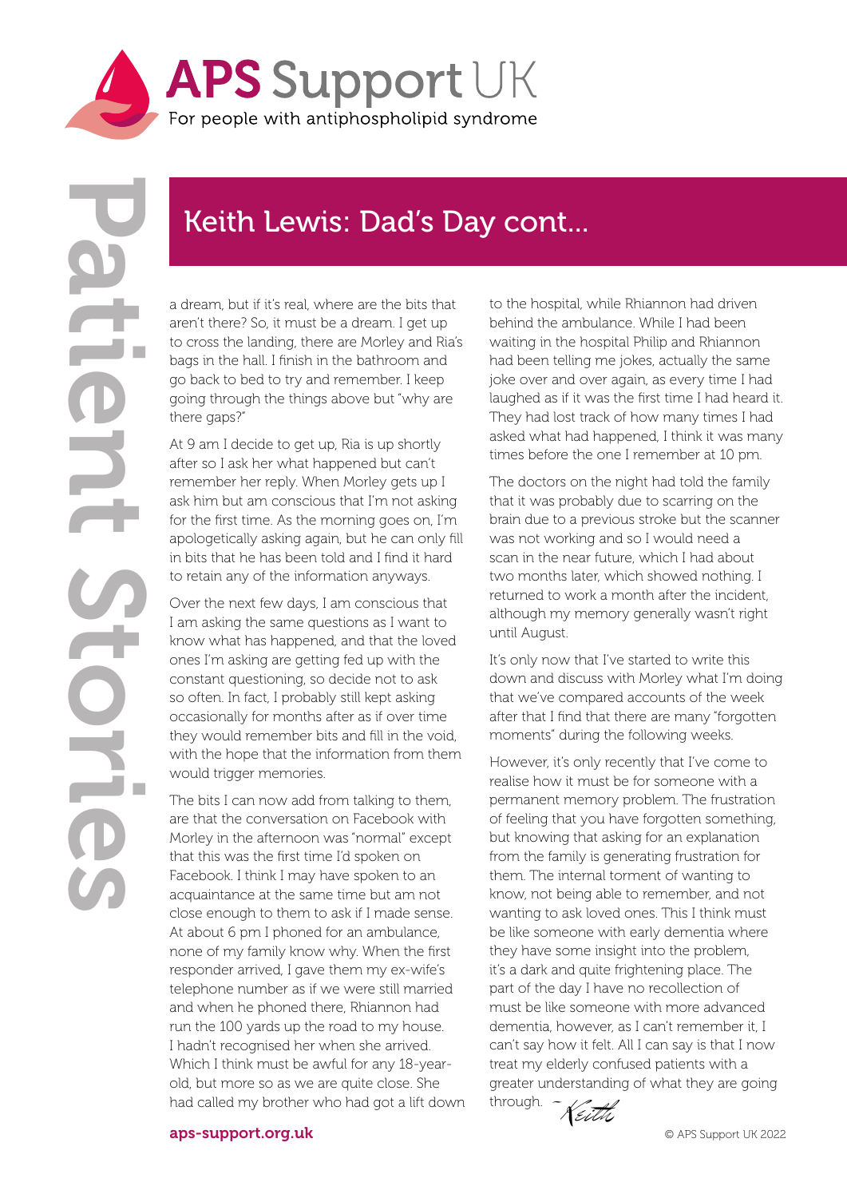# Keith Lewis: Dad's Day cont...

a dream, but if it's real, where are the bits that aren't there? So, it must be a dream. I get up to cross the landing, there are Morley and Ria's bags in the hall. I finish in the bathroom and go back to bed to try and remember. I keep going through the things above but "why are there gaps?"

At 9 am I decide to get up, Ria is up shortly after so I ask her what happened but can't remember her reply. When Morley gets up I ask him but am conscious that I'm not asking for the first time. As the morning goes on, I'm apologetically asking again, but he can only fill in bits that he has been told and I find it hard to retain any of the information anyways.

Over the next few days, I am conscious that I am asking the same questions as I want to know what has happened, and that the loved ones I'm asking are getting fed up with the constant questioning, so decide not to ask so often. In fact, I probably still kept asking occasionally for months after as if over time they would remember bits and fill in the void, with the hope that the information from them would trigger memories.

The bits I can now add from talking to them, are that the conversation on Facebook with Morley in the afternoon was "normal" except that this was the first time I'd spoken on Facebook. I think I may have spoken to an acquaintance at the same time but am not close enough to them to ask if I made sense. At about 6 pm I phoned for an ambulance, none of my family know why. When the first responder arrived, I gave them my ex-wife's telephone number as if we were still married and when he phoned there, Rhiannon had run the 100 yards up the road to my house. I hadn't recognised her when she arrived. Which I think must be awful for any 18-year-old, but more so as we are quite close. She had called my brother who had got a lift down to the hospital, while Rhiannon had driven behind the ambulance. While I had been waiting in the hospital Philip and Rhiannon had been telling me jokes, actually the same joke over and over again, as every time I had laughed as if it was the first time I had heard it. They had lost track of how many times I had asked what had happened, I think it was many times before the one I remember at 10 pm.

The doctors on the night had told the family that it was probably due to scarring on the brain due to a previous stroke but the scanner was not working and so I would need a scan in the near future, which I had about two months later, which showed nothing. I returned to work a month after the incident, although my memory generally wasn't right until August.

It's only now that I've started to write this down and discuss with Morley what I'm doing that we've compared accounts of the week after that I find that there are many "forgotten moments" during the following weeks.

However, it's only recently that I've come to realise how it must be for someone with a permanent memory problem. The frustration of feeling that you have forgotten something, but knowing that asking for an explanation from the family is generating frustration for them. The internal torment of wanting to know, not being able to remember, and not wanting to ask loved ones. This I think must be like someone with early dementia where they have some insight into the problem, it's a dark and quite frightening place. The part of the day I have no recollection of must be like someone with more advanced dementia, however, as I can't remember it, I can't say how it felt. All I can say is that I now treat my elderly confused patients with a greater understanding of what they are going through. ~ Keith